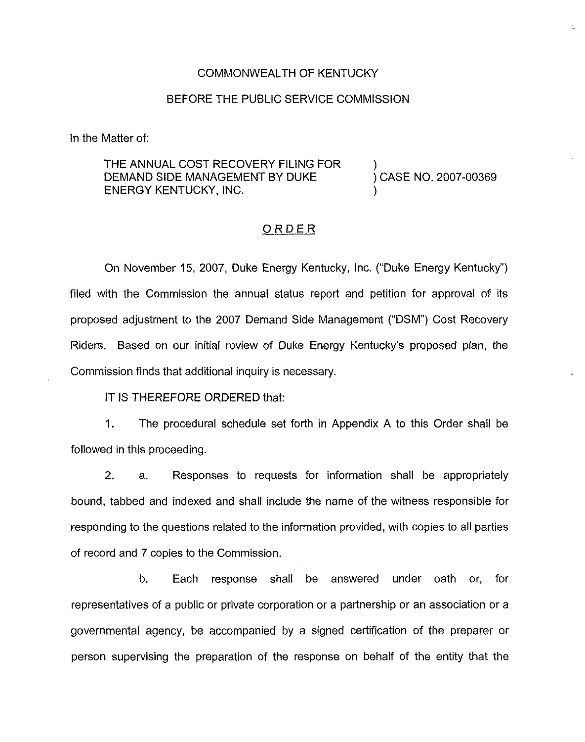COMMONWEALTH OF KENTUCKY

BEFORE THE PUBLIC SERVICE COMMISSION

In the Matter of:

THE ANNUAL COST RECOVERY FILING FOR DEMAND SIDE MANAGEMENT BY DUKE ENERGY KENTUCKY, INC. ) CASE NO. 2007-00369

## ORDER

On November 15, 2007, Duke Energy Kentucky, Inc. ("Duke Energy Kentucky") filed with the Commission the annual status report and petition for approval of its proposed adjustment to the 2007 Demand Side Management ("DSM") Cost Recovery Riders. Based on our initial review of Duke Energy Kentucky's proposed plan, the Commission finds that additional inquiry is necessary.

IT IS THEREFORE ORDERED that:

1. The procedural schedule set forth in Appendix A to this Order shall be followed in this proceeding.

2. a. Responses to requests for information shall be appropriately bound, tabbed and indexed and shall include the name of the witness responsible for responding to the questions related to the information provided, with copies to all parties of record and 7 copies to the Commission.

   b. Each response shall be answered under oath or, for representatives of a public or private corporation or a partnership or an association or a governmental agency, be accompanied by a signed certification of the preparer or person supervising the preparation of the response on behalf of the entity that the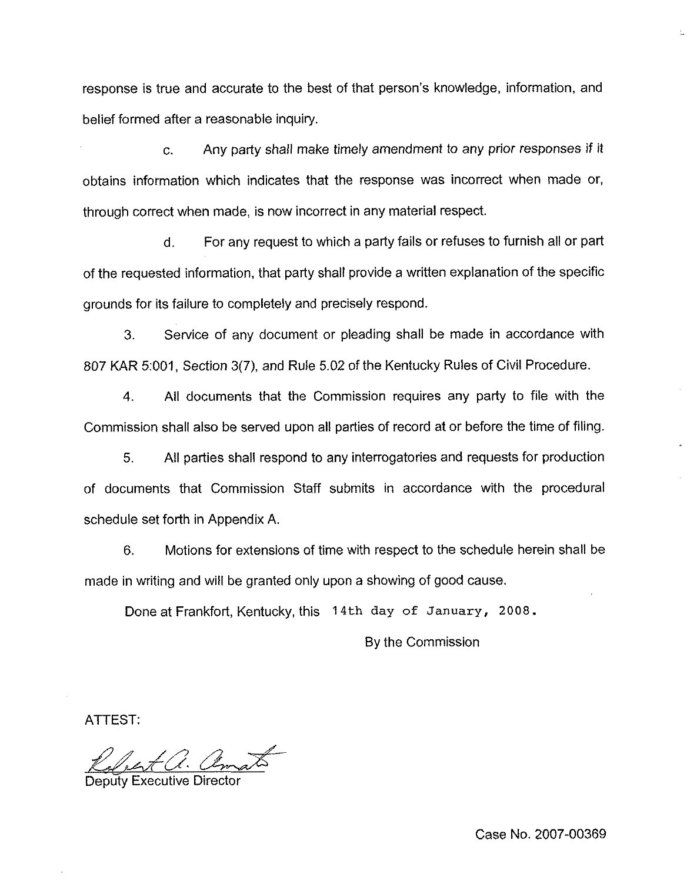response is true and accurate to the best of that person's knowledge, information, and belief formed after a reasonable inquiry.

c. Any party shall make timely amendment to any prior responses if it obtains information which indicates that the response was incorrect when made or, through correct when made, is now incorrect in any material respect.

d. For any request to which a party fails or refuses to furnish all or part of the requested information, that party shall provide a written explanation of the specific grounds for its failure to completely and precisely respond.

3. Service of any document or pleading shall be made in accordance with 807 KAR 5:001, Section 3(7), and Rule 5.02 of the Kentucky Rules of Civil Procedure.

4. All documents that the Commission requires any party to file with the Commission shall also be served upon all parties of record at or before the time of filing.

5. All parties shall respond to any interrogatories and requests for production of documents that Commission Staff submits in accordance with the procedural schedule set forth in Appendix A.

6. Motions for extensions of time with respect to the schedule herein shall be made in writing and will be granted only upon a showing of good cause.

Done at Frankfort, Kentucky, this 14th day of January, 2008.

By the Commission

ATTEST:

Deputy Executive Director

Case No. 2007-00369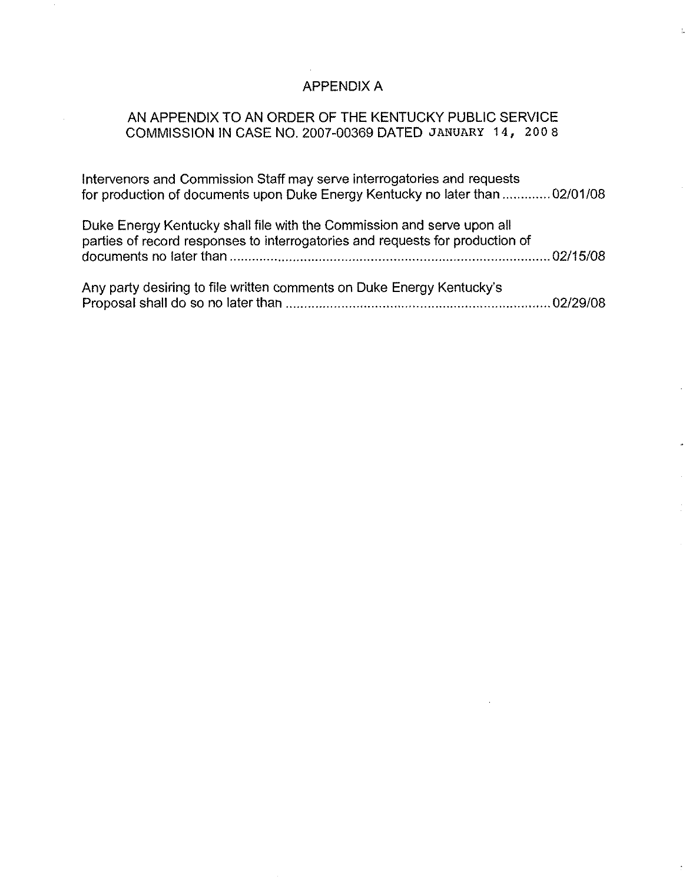# APPENDIX A

## AN APPENDIX TO AN ORDER OF THE KENTUCKY PUBLIC SERVICE COMMISSION IN CASE NO. 2007-00369 DATED JANUARY 14, 2008

Intervenors and Commission Staff may serve interrogatories and requests for production of documents upon Duke Energy Kentucky no later than ............. 02/01/08

Duke Energy Kentucky shall file with the Commission and serve upon all parties of record responses to interrogatories and requests for production of documents no later than ........................................................................................ 02/15/08

Any party desiring to file written comments on Duke Energy Kentucky's Proposal shall do so no later than ...................................................................... 02/29/08